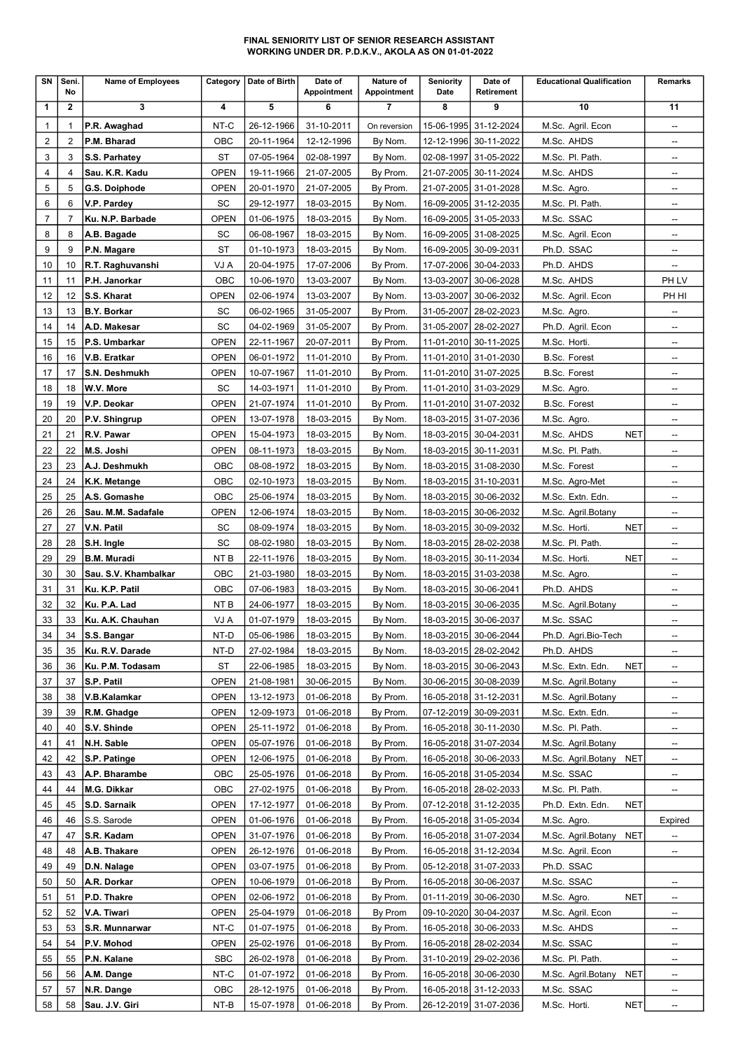**FINAL SENIORITY LIST OF SENIOR RESEARCH ASSISTANT**
**WORKING UNDER DR. P.D.K.V., AKOLA AS ON 01-01-2022**

| SN | Seni. No | Name of Employees | Category | Date of Birth | Date of Appointment | Nature of Appointment | Seniority Date | Date of Retirement | Educational Qualification | Remarks |
|---|---|---|---|---|---|---|---|---|---|---|
| 1 | 2 | 3 | 4 | 5 | 6 | 7 | 8 | 9 | 10 | 11 |
| 1 | 1 | **P.R. Awaghad** | NT-C | 26-12-1966 | 31-10-2011 | On reversion | 15-06-1995 | 31-12-2024 | M.Sc. Agril. Econ | -- |
| 2 | 2 | **P.M. Bharad** | OBC | 20-11-1964 | 12-12-1996 | By Nom. | 12-12-1996 | 30-11-2022 | M.Sc. AHDS | -- |
| 3 | 3 | **S.S. Parhatey** | ST | 07-05-1964 | 02-08-1997 | By Nom. | 02-08-1997 | 31-05-2022 | M.Sc. Pl. Path. | -- |
| 4 | 4 | **Sau. K.R. Kadu** | OPEN | 19-11-1966 | 21-07-2005 | By Prom. | 21-07-2005 | 30-11-2024 | M.Sc. AHDS | -- |
| 5 | 5 | **G.S. Doiphode** | OPEN | 20-01-1970 | 21-07-2005 | By Prom. | 21-07-2005 | 31-01-2028 | M.Sc. Agro. | -- |
| 6 | 6 | **V.P. Pardey** | SC | 29-12-1977 | 18-03-2015 | By Nom. | 16-09-2005 | 31-12-2035 | M.Sc. Pl. Path. | -- |
| 7 | 7 | **Ku. N.P. Barbade** | OPEN | 01-06-1975 | 18-03-2015 | By Nom. | 16-09-2005 | 31-05-2033 | M.Sc. SSAC | -- |
| 8 | 8 | **A.B. Bagade** | SC | 06-08-1967 | 18-03-2015 | By Nom. | 16-09-2005 | 31-08-2025 | M.Sc. Agril. Econ | -- |
| 9 | 9 | **P.N. Magare** | ST | 01-10-1973 | 18-03-2015 | By Nom. | 16-09-2005 | 30-09-2031 | Ph.D. SSAC | -- |
| 10 | 10 | **R.T. Raghuvanshi** | VJ A | 20-04-1975 | 17-07-2006 | By Prom. | 17-07-2006 | 30-04-2033 | Ph.D. AHDS | -- |
| 11 | 11 | **P.H. Janorkar** | OBC | 10-06-1970 | 13-03-2007 | By Nom. | 13-03-2007 | 30-06-2028 | M.Sc. AHDS | PH LV |
| 12 | 12 | **S.S. Kharat** | OPEN | 02-06-1974 | 13-03-2007 | By Nom. | 13-03-2007 | 30-06-2032 | M.Sc. Agril. Econ | PH HI |
| 13 | 13 | **B.Y. Borkar** | SC | 06-02-1965 | 31-05-2007 | By Prom. | 31-05-2007 | 28-02-2023 | M.Sc. Agro. | -- |
| 14 | 14 | **A.D. Makesar** | SC | 04-02-1969 | 31-05-2007 | By Prom. | 31-05-2007 | 28-02-2027 | Ph.D. Agril. Econ | -- |
| 15 | 15 | **P.S. Umbarkar** | OPEN | 22-11-1967 | 20-07-2011 | By Prom. | 11-01-2010 | 30-11-2025 | M.Sc. Horti. | -- |
| 16 | 16 | **V.B. Eratkar** | OPEN | 06-01-1972 | 11-01-2010 | By Prom. | 11-01-2010 | 31-01-2030 | B.Sc. Forest | -- |
| 17 | 17 | **S.N. Deshmukh** | OPEN | 10-07-1967 | 11-01-2010 | By Prom. | 11-01-2010 | 31-07-2025 | B.Sc. Forest | -- |
| 18 | 18 | **W.V. More** | SC | 14-03-1971 | 11-01-2010 | By Prom. | 11-01-2010 | 31-03-2029 | M.Sc. Agro. | -- |
| 19 | 19 | **V.P. Deokar** | OPEN | 21-07-1974 | 11-01-2010 | By Prom. | 11-01-2010 | 31-07-2032 | B.Sc. Forest | -- |
| 20 | 20 | **P.V. Shingrup** | OPEN | 13-07-1978 | 18-03-2015 | By Nom. | 18-03-2015 | 31-07-2036 | M.Sc. Agro. | -- |
| 21 | 21 | **R.V. Pawar** | OPEN | 15-04-1973 | 18-03-2015 | By Nom. | 18-03-2015 | 30-04-2031 | M.Sc. AHDS NET | -- |
| 22 | 22 | **M.S. Joshi** | OPEN | 08-11-1973 | 18-03-2015 | By Nom. | 18-03-2015 | 30-11-2031 | M.Sc. Pl. Path. | -- |
| 23 | 23 | **A.J. Deshmukh** | OBC | 08-08-1972 | 18-03-2015 | By Nom. | 18-03-2015 | 31-08-2030 | M.Sc. Forest | -- |
| 24 | 24 | **K.K. Metange** | OBC | 02-10-1973 | 18-03-2015 | By Nom. | 18-03-2015 | 31-10-2031 | M.Sc. Agro-Met | -- |
| 25 | 25 | **A.S. Gomashe** | OBC | 25-06-1974 | 18-03-2015 | By Nom. | 18-03-2015 | 30-06-2032 | M.Sc. Extn. Edn. | -- |
| 26 | 26 | **Sau. M.M. Sadafale** | OPEN | 12-06-1974 | 18-03-2015 | By Nom. | 18-03-2015 | 30-06-2032 | M.Sc. Agril.Botany | -- |
| 27 | 27 | **V.N. Patil** | SC | 08-09-1974 | 18-03-2015 | By Nom. | 18-03-2015 | 30-09-2032 | M.Sc. Horti. NET | -- |
| 28 | 28 | **S.H. Ingle** | SC | 08-02-1980 | 18-03-2015 | By Nom. | 18-03-2015 | 28-02-2038 | M.Sc. Pl. Path. | -- |
| 29 | 29 | **B.M. Muradi** | NT B | 22-11-1976 | 18-03-2015 | By Nom. | 18-03-2015 | 30-11-2034 | M.Sc. Horti. NET | -- |
| 30 | 30 | **Sau. S.V. Khambalkar** | OBC | 21-03-1980 | 18-03-2015 | By Nom. | 18-03-2015 | 31-03-2038 | M.Sc. Agro. | -- |
| 31 | 31 | **Ku. K.P. Patil** | OBC | 07-06-1983 | 18-03-2015 | By Nom. | 18-03-2015 | 30-06-2041 | Ph.D. AHDS | -- |
| 32 | 32 | **Ku. P.A. Lad** | NT B | 24-06-1977 | 18-03-2015 | By Nom. | 18-03-2015 | 30-06-2035 | M.Sc. Agril.Botany | -- |
| 33 | 33 | **Ku. A.K. Chauhan** | VJ A | 01-07-1979 | 18-03-2015 | By Nom. | 18-03-2015 | 30-06-2037 | M.Sc. SSAC | -- |
| 34 | 34 | **S.S. Bangar** | NT-D | 05-06-1986 | 18-03-2015 | By Nom. | 18-03-2015 | 30-06-2044 | Ph.D. Agri.Bio-Tech | -- |
| 35 | 35 | **Ku. R.V. Darade** | NT-D | 27-02-1984 | 18-03-2015 | By Nom. | 18-03-2015 | 28-02-2042 | Ph.D. AHDS | -- |
| 36 | 36 | **Ku. P.M. Todasam** | ST | 22-06-1985 | 18-03-2015 | By Nom. | 18-03-2015 | 30-06-2043 | M.Sc. Extn. Edn. NET | -- |
| 37 | 37 | **S.P. Patil** | OPEN | 21-08-1981 | 30-06-2015 | By Nom. | 30-06-2015 | 30-08-2039 | M.Sc. Agril.Botany | -- |
| 38 | 38 | **V.B.Kalamkar** | OPEN | 13-12-1973 | 01-06-2018 | By Prom. | 16-05-2018 | 31-12-2031 | M.Sc. Agril.Botany | -- |
| 39 | 39 | **R.M. Ghadge** | OPEN | 12-09-1973 | 01-06-2018 | By Prom. | 07-12-2019 | 30-09-2031 | M.Sc. Extn. Edn. | -- |
| 40 | 40 | **S.V. Shinde** | OPEN | 25-11-1972 | 01-06-2018 | By Prom. | 16-05-2018 | 30-11-2030 | M.Sc. Pl. Path. | -- |
| 41 | 41 | **N.H. Sable** | OPEN | 05-07-1976 | 01-06-2018 | By Prom. | 16-05-2018 | 31-07-2034 | M.Sc. Agril.Botany | -- |
| 42 | 42 | **S.P. Patinge** | OPEN | 12-06-1975 | 01-06-2018 | By Prom. | 16-05-2018 | 30-06-2033 | M.Sc. Agril.Botany NET | -- |
| 43 | 43 | **A.P. Bharambe** | OBC | 25-05-1976 | 01-06-2018 | By Prom. | 16-05-2018 | 31-05-2034 | M.Sc. SSAC | -- |
| 44 | 44 | **M.G. Dikkar** | OBC | 27-02-1975 | 01-06-2018 | By Prom. | 16-05-2018 | 28-02-2033 | M.Sc. Pl. Path. | -- |
| 45 | 45 | **S.D. Sarnaik** | OPEN | 17-12-1977 | 01-06-2018 | By Prom. | 07-12-2018 | 31-12-2035 | Ph.D. Extn. Edn. NET | |
| 46 | 46 | S.S. Sarode | OPEN | 01-06-1976 | 01-06-2018 | By Prom. | 16-05-2018 | 31-05-2034 | M.Sc. Agro. | Expired |
| 47 | 47 | **S.R. Kadam** | OPEN | 31-07-1976 | 01-06-2018 | By Prom. | 16-05-2018 | 31-07-2034 | M.Sc. Agril.Botany NET | -- |
| 48 | 48 | **A.B. Thakare** | OPEN | 26-12-1976 | 01-06-2018 | By Prom. | 16-05-2018 | 31-12-2034 | M.Sc. Agril. Econ | -- |
| 49 | 49 | **D.N. Nalage** | OPEN | 03-07-1975 | 01-06-2018 | By Prom. | 05-12-2018 | 31-07-2033 | Ph.D. SSAC | |
| 50 | 50 | **A.R. Dorkar** | OPEN | 10-06-1979 | 01-06-2018 | By Prom. | 16-05-2018 | 30-06-2037 | M.Sc. SSAC | -- |
| 51 | 51 | **P.D. Thakre** | OPEN | 02-06-1972 | 01-06-2018 | By Prom. | 01-11-2019 | 30-06-2030 | M.Sc. Agro. NET | -- |
| 52 | 52 | **V.A. Tiwari** | OPEN | 25-04-1979 | 01-06-2018 | By Prom | 09-10-2020 | 30-04-2037 | M.Sc. Agril. Econ | -- |
| 53 | 53 | **S.R. Munnarwar** | NT-C | 01-07-1975 | 01-06-2018 | By Prom. | 16-05-2018 | 30-06-2033 | M.Sc. AHDS | -- |
| 54 | 54 | **P.V. Mohod** | OPEN | 25-02-1976 | 01-06-2018 | By Prom. | 16-05-2018 | 28-02-2034 | M.Sc. SSAC | -- |
| 55 | 55 | **P.N. Kalane** | SBC | 26-02-1978 | 01-06-2018 | By Prom. | 31-10-2019 | 29-02-2036 | M.Sc. Pl. Path. | -- |
| 56 | 56 | **A.M. Dange** | NT-C | 01-07-1972 | 01-06-2018 | By Prom. | 16-05-2018 | 30-06-2030 | M.Sc. Agril.Botany NET | -- |
| 57 | 57 | **N.R. Dange** | OBC | 28-12-1975 | 01-06-2018 | By Prom. | 16-05-2018 | 31-12-2033 | M.Sc. SSAC | -- |
| 58 | 58 | **Sau. J.V. Giri** | NT-B | 15-07-1978 | 01-06-2018 | By Prom. | 26-12-2019 | 31-07-2036 | M.Sc. Horti. NET | -- |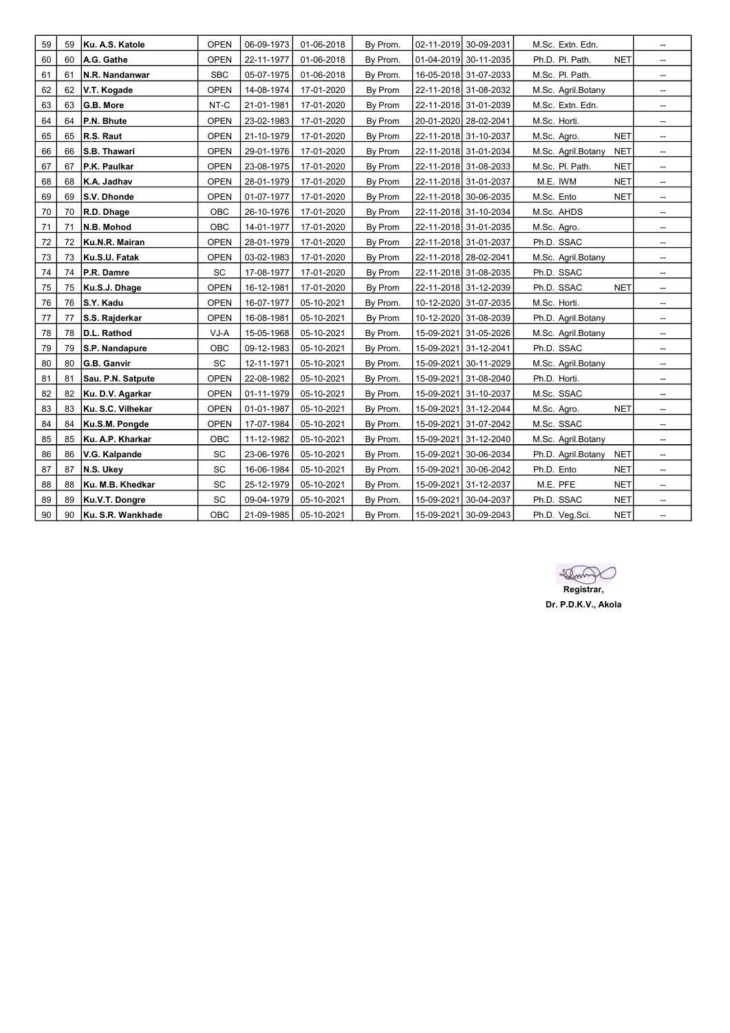| 59 | 59 | Ku. A.S. Katole | OPEN | 06-09-1973 | 01-06-2018 | By Prom. | 02-11-2019 | 30-09-2031 | M.Sc. Extn. Edn. | | -- |
|---|---|---|---|---|---|---|---|---|---|---|---|
| 60 | 60 | A.G. Gathe | OPEN | 22-11-1977 | 01-06-2018 | By Prom. | 01-04-2019 | 30-11-2035 | Ph.D. Pl. Path. | NET | -- |
| 61 | 61 | N.R. Nandanwar | SBC | 05-07-1975 | 01-06-2018 | By Prom. | 16-05-2018 | 31-07-2033 | M.Sc. Pl. Path. | | -- |
| 62 | 62 | V.T. Kogade | OPEN | 14-08-1974 | 17-01-2020 | By Prom | 22-11-2018 | 31-08-2032 | M.Sc. Agril.Botany | | -- |
| 63 | 63 | G.B. More | NT-C | 21-01-1981 | 17-01-2020 | By Prom | 22-11-2018 | 31-01-2039 | M.Sc. Extn. Edn. | | -- |
| 64 | 64 | P.N. Bhute | OPEN | 23-02-1983 | 17-01-2020 | By Prom | 20-01-2020 | 28-02-2041 | M.Sc. Horti. | | -- |
| 65 | 65 | R.S. Raut | OPEN | 21-10-1979 | 17-01-2020 | By Prom | 22-11-2018 | 31-10-2037 | M.Sc. Agro. | NET | -- |
| 66 | 66 | S.B. Thawari | OPEN | 29-01-1976 | 17-01-2020 | By Prom | 22-11-2018 | 31-01-2034 | M.Sc. Agril.Botany | NET | -- |
| 67 | 67 | P.K. Paulkar | OPEN | 23-08-1975 | 17-01-2020 | By Prom | 22-11-2018 | 31-08-2033 | M.Sc. Pl. Path. | NET | -- |
| 68 | 68 | K.A. Jadhav | OPEN | 28-01-1979 | 17-01-2020 | By Prom | 22-11-2018 | 31-01-2037 | M.E. IWM | NET | -- |
| 69 | 69 | S.V. Dhonde | OPEN | 01-07-1977 | 17-01-2020 | By Prom | 22-11-2018 | 30-06-2035 | M.Sc. Ento | NET | -- |
| 70 | 70 | R.D. Dhage | OBC | 26-10-1976 | 17-01-2020 | By Prom | 22-11-2018 | 31-10-2034 | M.Sc. AHDS | | -- |
| 71 | 71 | N.B. Mohod | OBC | 14-01-1977 | 17-01-2020 | By Prom | 22-11-2018 | 31-01-2035 | M.Sc. Agro. | | -- |
| 72 | 72 | Ku.N.R. Mairan | OPEN | 28-01-1979 | 17-01-2020 | By Prom | 22-11-2018 | 31-01-2037 | Ph.D. SSAC | | -- |
| 73 | 73 | Ku.S.U. Fatak | OPEN | 03-02-1983 | 17-01-2020 | By Prom | 22-11-2018 | 28-02-2041 | M.Sc. Agril.Botany | | -- |
| 74 | 74 | P.R. Damre | SC | 17-08-1977 | 17-01-2020 | By Prom | 22-11-2018 | 31-08-2035 | Ph.D. SSAC | | -- |
| 75 | 75 | Ku.S.J. Dhage | OPEN | 16-12-1981 | 17-01-2020 | By Prom | 22-11-2018 | 31-12-2039 | Ph.D. SSAC | NET | -- |
| 76 | 76 | S.Y. Kadu | OPEN | 16-07-1977 | 05-10-2021 | By Prom. | 10-12-2020 | 31-07-2035 | M.Sc. Horti. | | -- |
| 77 | 77 | S.S. Rajderkar | OPEN | 16-08-1981 | 05-10-2021 | By Prom | 10-12-2020 | 31-08-2039 | Ph.D. Agril.Botany | | -- |
| 78 | 78 | D.L. Rathod | VJ-A | 15-05-1968 | 05-10-2021 | By Prom. | 15-09-2021 | 31-05-2026 | M.Sc. Agril.Botany | | -- |
| 79 | 79 | S.P. Nandapure | OBC | 09-12-1983 | 05-10-2021 | By Prom. | 15-09-2021 | 31-12-2041 | Ph.D. SSAC | | -- |
| 80 | 80 | G.B. Ganvir | SC | 12-11-1971 | 05-10-2021 | By Prom. | 15-09-2021 | 30-11-2029 | M.Sc. Agril.Botany | | -- |
| 81 | 81 | Sau. P.N. Satpute | OPEN | 22-08-1982 | 05-10-2021 | By Prom. | 15-09-2021 | 31-08-2040 | Ph.D. Horti. | | -- |
| 82 | 82 | Ku. D.V. Agarkar | OPEN | 01-11-1979 | 05-10-2021 | By Prom. | 15-09-2021 | 31-10-2037 | M.Sc. SSAC | | -- |
| 83 | 83 | Ku. S.C. Vilhekar | OPEN | 01-01-1987 | 05-10-2021 | By Prom. | 15-09-2021 | 31-12-2044 | M.Sc. Agro. | NET | -- |
| 84 | 84 | Ku.S.M. Pongde | OPEN | 17-07-1984 | 05-10-2021 | By Prom. | 15-09-2021 | 31-07-2042 | M.Sc. SSAC | | -- |
| 85 | 85 | Ku. A.P. Kharkar | OBC | 11-12-1982 | 05-10-2021 | By Prom. | 15-09-2021 | 31-12-2040 | M.Sc. Agril.Botany | | -- |
| 86 | 86 | V.G. Kalpande | SC | 23-06-1976 | 05-10-2021 | By Prom. | 15-09-2021 | 30-06-2034 | Ph.D. Agril.Botany | NET | -- |
| 87 | 87 | N.S. Ukey | SC | 16-06-1984 | 05-10-2021 | By Prom. | 15-09-2021 | 30-06-2042 | Ph.D. Ento | NET | -- |
| 88 | 88 | Ku. M.B. Khedkar | SC | 25-12-1979 | 05-10-2021 | By Prom. | 15-09-2021 | 31-12-2037 | M.E. PFE | NET | -- |
| 89 | 89 | Ku.V.T. Dongre | SC | 09-04-1979 | 05-10-2021 | By Prom. | 15-09-2021 | 30-04-2037 | Ph.D. SSAC | NET | -- |
| 90 | 90 | Ku. S.R. Wankhade | OBC | 21-09-1985 | 05-10-2021 | By Prom. | 15-09-2021 | 30-09-2043 | Ph.D. Veg.Sci. | NET | -- |

**Registrar,**
**Dr. P.D.K.V., Akola**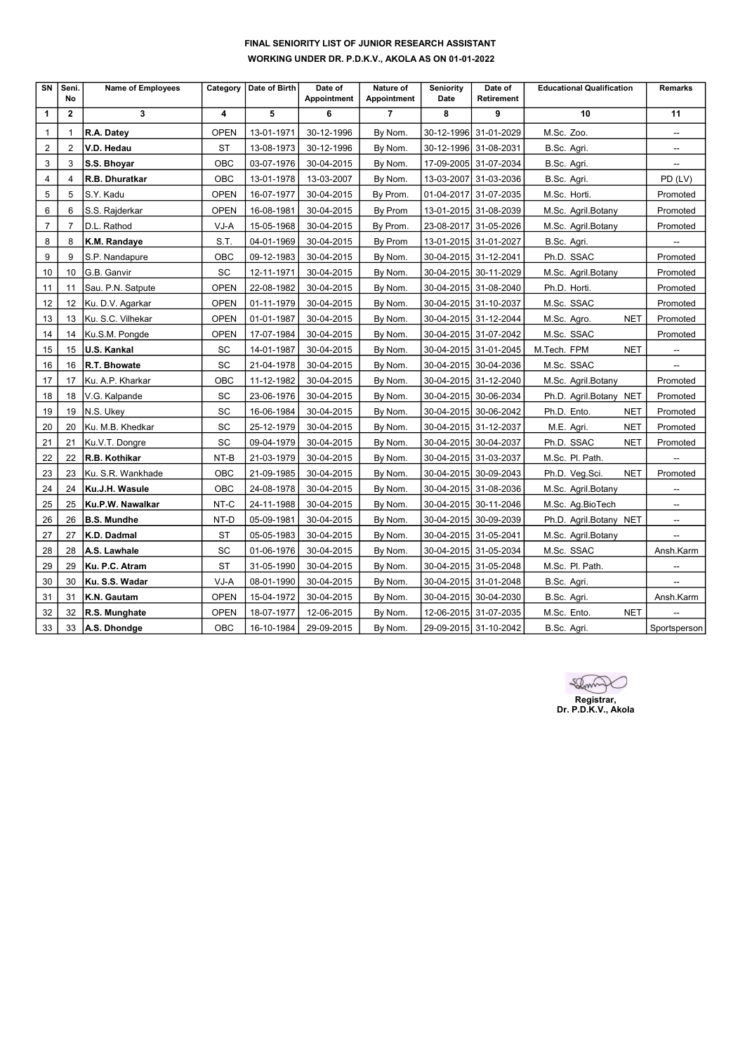**FINAL SENIORITY LIST OF JUNIOR RESEARCH ASSISTANT**

**WORKING UNDER DR. P.D.K.V., AKOLA AS ON 01-01-2022**

| SN | Seni. No | Name of Employees | Category | Date of Birth | Date of Appointment | Nature of Appointment | Seniority Date | Date of Retirement | Educational Qualification | Remarks |
|---|---|---|---|---|---|---|---|---|---|---|
| 1 | 2 | 3 | 4 | 5 | 6 | 7 | 8 | 9 | 10 | 11 |
| 1 | 1 | **R.A. Datey** | OPEN | 13-01-1971 | 30-12-1996 | By Nom. | 30-12-1996 | 31-01-2029 | M.Sc. Zoo. | -- |
| 2 | 2 | **V.D. Hedau** | ST | 13-08-1973 | 30-12-1996 | By Nom. | 30-12-1996 | 31-08-2031 | B.Sc. Agri. | -- |
| 3 | 3 | **S.S. Bhoyar** | OBC | 03-07-1976 | 30-04-2015 | By Nom. | 17-09-2005 | 31-07-2034 | B.Sc. Agri. | -- |
| 4 | 4 | **R.B. Dhuratkar** | OBC | 13-01-1978 | 13-03-2007 | By Nom. | 13-03-2007 | 31-03-2036 | B.Sc. Agri. | PD (LV) |
| 5 | 5 | S.Y. Kadu | OPEN | 16-07-1977 | 30-04-2015 | By Prom. | 01-04-2017 | 31-07-2035 | M.Sc. Horti. | Promoted |
| 6 | 6 | S.S. Rajderkar | OPEN | 16-08-1981 | 30-04-2015 | By Prom | 13-01-2015 | 31-08-2039 | M.Sc. Agril.Botany | Promoted |
| 7 | 7 | D.L. Rathod | VJ-A | 15-05-1968 | 30-04-2015 | By Prom. | 23-08-2017 | 31-05-2026 | M.Sc. Agril.Botany | Promoted |
| 8 | 8 | **K.M. Randaye** | S.T. | 04-01-1969 | 30-04-2015 | By Prom | 13-01-2015 | 31-01-2027 | B.Sc. Agri. | -- |
| 9 | 9 | S.P. Nandapure | OBC | 09-12-1983 | 30-04-2015 | By Nom. | 30-04-2015 | 31-12-2041 | Ph.D. SSAC | Promoted |
| 10 | 10 | G.B. Ganvir | SC | 12-11-1971 | 30-04-2015 | By Nom. | 30-04-2015 | 30-11-2029 | M.Sc. Agril.Botany | Promoted |
| 11 | 11 | Sau. P.N. Satpute | OPEN | 22-08-1982 | 30-04-2015 | By Nom. | 30-04-2015 | 31-08-2040 | Ph.D. Horti. | Promoted |
| 12 | 12 | Ku. D.V. Agarkar | OPEN | 01-11-1979 | 30-04-2015 | By Nom. | 30-04-2015 | 31-10-2037 | M.Sc. SSAC | Promoted |
| 13 | 13 | Ku. S.C. Vilhekar | OPEN | 01-01-1987 | 30-04-2015 | By Nom. | 30-04-2015 | 31-12-2044 | M.Sc. Agro. NET | Promoted |
| 14 | 14 | Ku.S.M. Pongde | OPEN | 17-07-1984 | 30-04-2015 | By Nom. | 30-04-2015 | 31-07-2042 | M.Sc. SSAC | Promoted |
| 15 | 15 | **U.S. Kankal** | SC | 14-01-1987 | 30-04-2015 | By Nom. | 30-04-2015 | 31-01-2045 | M.Tech. FPM NET | -- |
| 16 | 16 | **R.T. Bhowate** | SC | 21-04-1978 | 30-04-2015 | By Nom. | 30-04-2015 | 30-04-2036 | M.Sc. SSAC | -- |
| 17 | 17 | Ku. A.P. Kharkar | OBC | 11-12-1982 | 30-04-2015 | By Nom. | 30-04-2015 | 31-12-2040 | M.Sc. Agril.Botany | Promoted |
| 18 | 18 | V.G. Kalpande | SC | 23-06-1976 | 30-04-2015 | By Nom. | 30-04-2015 | 30-06-2034 | Ph.D. Agril.Botany NET | Promoted |
| 19 | 19 | N.S. Ukey | SC | 16-06-1984 | 30-04-2015 | By Nom. | 30-04-2015 | 30-06-2042 | Ph.D. Ento. NET | Promoted |
| 20 | 20 | Ku. M.B. Khedkar | SC | 25-12-1979 | 30-04-2015 | By Nom. | 30-04-2015 | 31-12-2037 | M.E. Agri. NET | Promoted |
| 21 | 21 | Ku.V.T. Dongre | SC | 09-04-1979 | 30-04-2015 | By Nom. | 30-04-2015 | 30-04-2037 | Ph.D. SSAC NET | Promoted |
| 22 | 22 | **R.B. Kothikar** | NT-B | 21-03-1979 | 30-04-2015 | By Nom. | 30-04-2015 | 31-03-2037 | M.Sc. Pl. Path. | -- |
| 23 | 23 | Ku. S.R. Wankhade | OBC | 21-09-1985 | 30-04-2015 | By Nom. | 30-04-2015 | 30-09-2043 | Ph.D. Veg.Sci. NET | Promoted |
| 24 | 24 | **Ku.J.H. Wasule** | OBC | 24-08-1978 | 30-04-2015 | By Nom. | 30-04-2015 | 31-08-2036 | M.Sc. Agril.Botany | -- |
| 25 | 25 | **Ku.P.W. Nawalkar** | NT-C | 24-11-1988 | 30-04-2015 | By Nom. | 30-04-2015 | 30-11-2046 | M.Sc. Ag.BioTech | -- |
| 26 | 26 | **B.S. Mundhe** | NT-D | 05-09-1981 | 30-04-2015 | By Nom. | 30-04-2015 | 30-09-2039 | Ph.D. Agril.Botany NET | -- |
| 27 | 27 | **K.D. Dadmal** | ST | 05-05-1983 | 30-04-2015 | By Nom. | 30-04-2015 | 31-05-2041 | M.Sc. Agril.Botany | -- |
| 28 | 28 | **A.S. Lawhale** | SC | 01-06-1976 | 30-04-2015 | By Nom. | 30-04-2015 | 31-05-2034 | M.Sc. SSAC | Ansh.Karm |
| 29 | 29 | **Ku. P.C. Atram** | ST | 31-05-1990 | 30-04-2015 | By Nom. | 30-04-2015 | 31-05-2048 | M.Sc. Pl. Path. | -- |
| 30 | 30 | **Ku. S.S. Wadar** | VJ-A | 08-01-1990 | 30-04-2015 | By Nom. | 30-04-2015 | 31-01-2048 | B.Sc. Agri. | -- |
| 31 | 31 | **K.N. Gautam** | OPEN | 15-04-1972 | 30-04-2015 | By Nom. | 30-04-2015 | 30-04-2030 | B.Sc. Agri. | Ansh.Karm |
| 32 | 32 | **R.S. Munghate** | OPEN | 18-07-1977 | 12-06-2015 | By Nom. | 12-06-2015 | 31-07-2035 | M.Sc. Ento. NET | -- |
| 33 | 33 | **A.S. Dhondge** | OBC | 16-10-1984 | 29-09-2015 | By Nom. | 29-09-2015 | 31-10-2042 | B.Sc. Agri. | Sportsperson |

**Registrar,**
**Dr. P.D.K.V., Akola**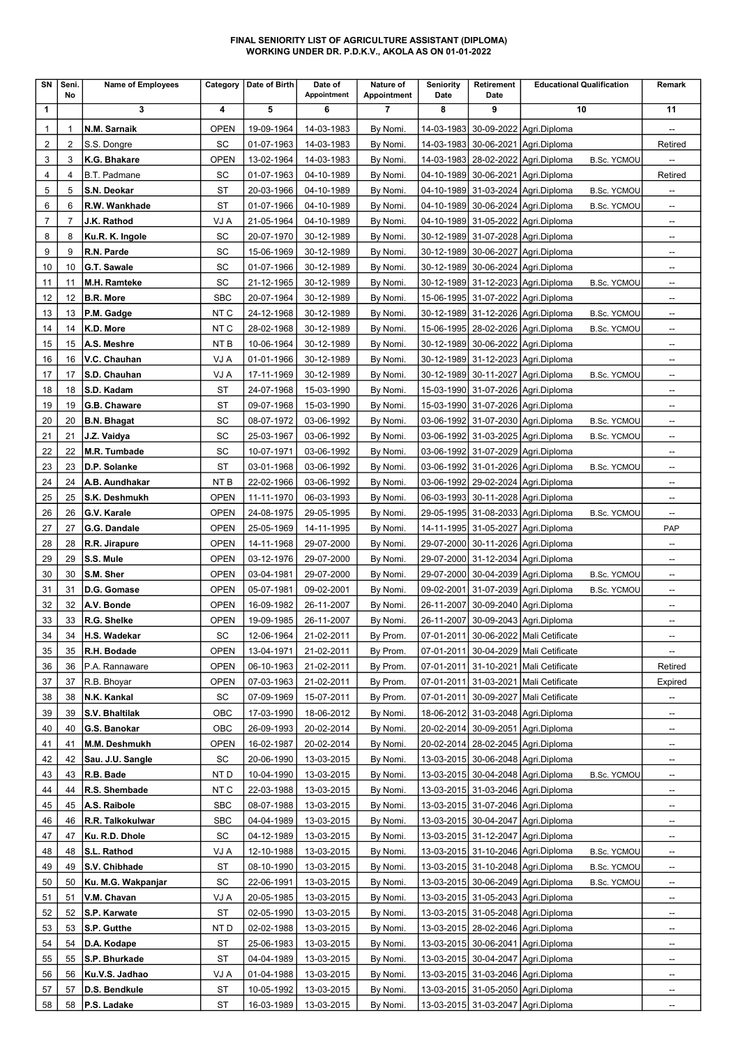**FINAL SENIORITY LIST OF AGRICULTURE ASSISTANT (DIPLOMA)**
**WORKING UNDER DR. P.D.K.V., AKOLA AS ON 01-01-2022**

| SN | Seni. No | Name of Employees | Category | Date of Birth | Date of Appointment | Nature of Appointment | Seniority Date | Retirement Date | Educational Qualification | | Remark |
|---|---|---|---|---|---|---|---|---|---|---|---|
| 1 | | 3 | 4 | 5 | 6 | 7 | 8 | 9 | 10 | | 11 |
| 1 | 1 | **N.M. Sarnaik** | OPEN | 19-09-1964 | 14-03-1983 | By Nomi. | 14-03-1983 | 30-09-2022 | Agri.Diploma | | -- |
| 2 | 2 | S.S. Dongre | SC | 01-07-1963 | 14-03-1983 | By Nomi. | 14-03-1983 | 30-06-2021 | Agri.Diploma | | Retired |
| 3 | 3 | **K.G. Bhakare** | OPEN | 13-02-1964 | 14-03-1983 | By Nomi. | 14-03-1983 | 28-02-2022 | Agri.Diploma | B.Sc. YCMOU | -- |
| 4 | 4 | B.T. Padmane | SC | 01-07-1963 | 04-10-1989 | By Nomi. | 04-10-1989 | 30-06-2021 | Agri.Diploma | | Retired |
| 5 | 5 | **S.N. Deokar** | ST | 20-03-1966 | 04-10-1989 | By Nomi. | 04-10-1989 | 31-03-2024 | Agri.Diploma | B.Sc. YCMOU | -- |
| 6 | 6 | **R.W. Wankhade** | ST | 01-07-1966 | 04-10-1989 | By Nomi. | 04-10-1989 | 30-06-2024 | Agri.Diploma | B.Sc. YCMOU | -- |
| 7 | 7 | **J.K. Rathod** | VJ A | 21-05-1964 | 04-10-1989 | By Nomi. | 04-10-1989 | 31-05-2022 | Agri.Diploma | | -- |
| 8 | 8 | **Ku.R. K. Ingole** | SC | 20-07-1970 | 30-12-1989 | By Nomi. | 30-12-1989 | 31-07-2028 | Agri.Diploma | | -- |
| 9 | 9 | **R.N. Parde** | SC | 15-06-1969 | 30-12-1989 | By Nomi. | 30-12-1989 | 30-06-2027 | Agri.Diploma | | -- |
| 10 | 10 | **G.T. Sawale** | SC | 01-07-1966 | 30-12-1989 | By Nomi. | 30-12-1989 | 30-06-2024 | Agri.Diploma | | -- |
| 11 | 11 | **M.H. Ramteke** | SC | 21-12-1965 | 30-12-1989 | By Nomi. | 30-12-1989 | 31-12-2023 | Agri.Diploma | B.Sc. YCMOU | -- |
| 12 | 12 | **B.R. More** | SBC | 20-07-1964 | 30-12-1989 | By Nomi. | 15-06-1995 | 31-07-2022 | Agri.Diploma | | -- |
| 13 | 13 | **P.M. Gadge** | NT C | 24-12-1968 | 30-12-1989 | By Nomi. | 30-12-1989 | 31-12-2026 | Agri.Diploma | B.Sc. YCMOU | -- |
| 14 | 14 | **K.D. More** | NT C | 28-02-1968 | 30-12-1989 | By Nomi. | 15-06-1995 | 28-02-2026 | Agri.Diploma | B.Sc. YCMOU | -- |
| 15 | 15 | **A.S. Meshre** | NT B | 10-06-1964 | 30-12-1989 | By Nomi. | 30-12-1989 | 30-06-2022 | Agri.Diploma | | -- |
| 16 | 16 | **V.C. Chauhan** | VJ A | 01-01-1966 | 30-12-1989 | By Nomi. | 30-12-1989 | 31-12-2023 | Agri.Diploma | | -- |
| 17 | 17 | **S.D. Chauhan** | VJ A | 17-11-1969 | 30-12-1989 | By Nomi. | 30-12-1989 | 30-11-2027 | Agri.Diploma | B.Sc. YCMOU | -- |
| 18 | 18 | **S.D. Kadam** | ST | 24-07-1968 | 15-03-1990 | By Nomi. | 15-03-1990 | 31-07-2026 | Agri.Diploma | | -- |
| 19 | 19 | **G.B. Chaware** | ST | 09-07-1968 | 15-03-1990 | By Nomi. | 15-03-1990 | 31-07-2026 | Agri.Diploma | | -- |
| 20 | 20 | **B.N. Bhagat** | SC | 08-07-1972 | 03-06-1992 | By Nomi. | 03-06-1992 | 31-07-2030 | Agri.Diploma | B.Sc. YCMOU | -- |
| 21 | 21 | **J.Z. Vaidya** | SC | 25-03-1967 | 03-06-1992 | By Nomi. | 03-06-1992 | 31-03-2025 | Agri.Diploma | B.Sc. YCMOU | -- |
| 22 | 22 | **M.R. Tumbade** | SC | 10-07-1971 | 03-06-1992 | By Nomi. | 03-06-1992 | 31-07-2029 | Agri.Diploma | | -- |
| 23 | 23 | **D.P. Solanke** | ST | 03-01-1968 | 03-06-1992 | By Nomi. | 03-06-1992 | 31-01-2026 | Agri.Diploma | B.Sc. YCMOU | -- |
| 24 | 24 | **A.B. Aundhakar** | NT B | 22-02-1966 | 03-06-1992 | By Nomi. | 03-06-1992 | 29-02-2024 | Agri.Diploma | | -- |
| 25 | 25 | **S.K. Deshmukh** | OPEN | 11-11-1970 | 06-03-1993 | By Nomi. | 06-03-1993 | 30-11-2028 | Agri.Diploma | | -- |
| 26 | 26 | **G.V. Karale** | OPEN | 24-08-1975 | 29-05-1995 | By Nomi. | 29-05-1995 | 31-08-2033 | Agri.Diploma | B.Sc. YCMOU | -- |
| 27 | 27 | **G.G. Dandale** | OPEN | 25-05-1969 | 14-11-1995 | By Nomi. | 14-11-1995 | 31-05-2027 | Agri.Diploma | | PAP |
| 28 | 28 | **R.R. Jirapure** | OPEN | 14-11-1968 | 29-07-2000 | By Nomi. | 29-07-2000 | 30-11-2026 | Agri.Diploma | | -- |
| 29 | 29 | **S.S. Mule** | OPEN | 03-12-1976 | 29-07-2000 | By Nomi. | 29-07-2000 | 31-12-2034 | Agri.Diploma | | -- |
| 30 | 30 | **S.M. Sher** | OPEN | 03-04-1981 | 29-07-2000 | By Nomi. | 29-07-2000 | 30-04-2039 | Agri.Diploma | B.Sc. YCMOU | -- |
| 31 | 31 | **D.G. Gomase** | OPEN | 05-07-1981 | 09-02-2001 | By Nomi. | 09-02-2001 | 31-07-2039 | Agri.Diploma | B.Sc. YCMOU | -- |
| 32 | 32 | **A.V. Bonde** | OPEN | 16-09-1982 | 26-11-2007 | By Nomi. | 26-11-2007 | 30-09-2040 | Agri.Diploma | | -- |
| 33 | 33 | **R.G. Shelke** | OPEN | 19-09-1985 | 26-11-2007 | By Nomi. | 26-11-2007 | 30-09-2043 | Agri.Diploma | | -- |
| 34 | 34 | **H.S. Wadekar** | SC | 12-06-1964 | 21-02-2011 | By Prom. | 07-01-2011 | 30-06-2022 | Mali Cetificate | | -- |
| 35 | 35 | **R.H. Bodade** | OPEN | 13-04-1971 | 21-02-2011 | By Prom. | 07-01-2011 | 30-04-2029 | Mali Cetificate | | -- |
| 36 | 36 | P.A. Rannaware | OPEN | 06-10-1963 | 21-02-2011 | By Prom. | 07-01-2011 | 31-10-2021 | Mali Cetificate | | Retired |
| 37 | 37 | R.B. Bhoyar | OPEN | 07-03-1963 | 21-02-2011 | By Prom. | 07-01-2011 | 31-03-2021 | Mali Cetificate | | Expired |
| 38 | 38 | **N.K. Kankal** | SC | 07-09-1969 | 15-07-2011 | By Prom. | 07-01-2011 | 30-09-2027 | Mali Cetificate | | -- |
| 39 | 39 | **S.V. Bhaltilak** | OBC | 17-03-1990 | 18-06-2012 | By Nomi. | 18-06-2012 | 31-03-2048 | Agri.Diploma | | -- |
| 40 | 40 | **G.S. Banokar** | OBC | 26-09-1993 | 20-02-2014 | By Nomi. | 20-02-2014 | 30-09-2051 | Agri.Diploma | | -- |
| 41 | 41 | **M.M. Deshmukh** | OPEN | 16-02-1987 | 20-02-2014 | By Nomi. | 20-02-2014 | 28-02-2045 | Agri.Diploma | | -- |
| 42 | 42 | **Sau. J.U. Sangle** | SC | 20-06-1990 | 13-03-2015 | By Nomi. | 13-03-2015 | 30-06-2048 | Agri.Diploma | | -- |
| 43 | 43 | **R.B. Bade** | NT D | 10-04-1990 | 13-03-2015 | By Nomi. | 13-03-2015 | 30-04-2048 | Agri.Diploma | B.Sc. YCMOU | -- |
| 44 | 44 | **R.S. Shembade** | NT C | 22-03-1988 | 13-03-2015 | By Nomi. | 13-03-2015 | 31-03-2046 | Agri.Diploma | | -- |
| 45 | 45 | **A.S. Raibole** | SBC | 08-07-1988 | 13-03-2015 | By Nomi. | 13-03-2015 | 31-07-2046 | Agri.Diploma | | -- |
| 46 | 46 | **R.R. Talkokulwar** | SBC | 04-04-1989 | 13-03-2015 | By Nomi. | 13-03-2015 | 30-04-2047 | Agri.Diploma | | -- |
| 47 | 47 | **Ku. R.D. Dhole** | SC | 04-12-1989 | 13-03-2015 | By Nomi. | 13-03-2015 | 31-12-2047 | Agri.Diploma | | -- |
| 48 | 48 | **S.L. Rathod** | VJ A | 12-10-1988 | 13-03-2015 | By Nomi. | 13-03-2015 | 31-10-2046 | Agri.Diploma | B.Sc. YCMOU | -- |
| 49 | 49 | **S.V. Chibhade** | ST | 08-10-1990 | 13-03-2015 | By Nomi. | 13-03-2015 | 31-10-2048 | Agri.Diploma | B.Sc. YCMOU | -- |
| 50 | 50 | **Ku. M.G. Wakpanjar** | SC | 22-06-1991 | 13-03-2015 | By Nomi. | 13-03-2015 | 30-06-2049 | Agri.Diploma | B.Sc. YCMOU | -- |
| 51 | 51 | **V.M. Chavan** | VJ A | 20-05-1985 | 13-03-2015 | By Nomi. | 13-03-2015 | 31-05-2043 | Agri.Diploma | | -- |
| 52 | 52 | **S.P. Karwate** | ST | 02-05-1990 | 13-03-2015 | By Nomi. | 13-03-2015 | 31-05-2048 | Agri.Diploma | | -- |
| 53 | 53 | **S.P. Gutthe** | NT D | 02-02-1988 | 13-03-2015 | By Nomi. | 13-03-2015 | 28-02-2046 | Agri.Diploma | | -- |
| 54 | 54 | **D.A. Kodape** | ST | 25-06-1983 | 13-03-2015 | By Nomi. | 13-03-2015 | 30-06-2041 | Agri.Diploma | | -- |
| 55 | 55 | **S.P. Bhurkade** | ST | 04-04-1989 | 13-03-2015 | By Nomi. | 13-03-2015 | 30-04-2047 | Agri.Diploma | | -- |
| 56 | 56 | **Ku.V.S. Jadhao** | VJ A | 01-04-1988 | 13-03-2015 | By Nomi. | 13-03-2015 | 31-03-2046 | Agri.Diploma | | -- |
| 57 | 57 | **D.S. Bendkule** | ST | 10-05-1992 | 13-03-2015 | By Nomi. | 13-03-2015 | 31-05-2050 | Agri.Diploma | | -- |
| 58 | 58 | **P.S. Ladake** | ST | 16-03-1989 | 13-03-2015 | By Nomi. | 13-03-2015 | 31-03-2047 | Agri.Diploma | | -- |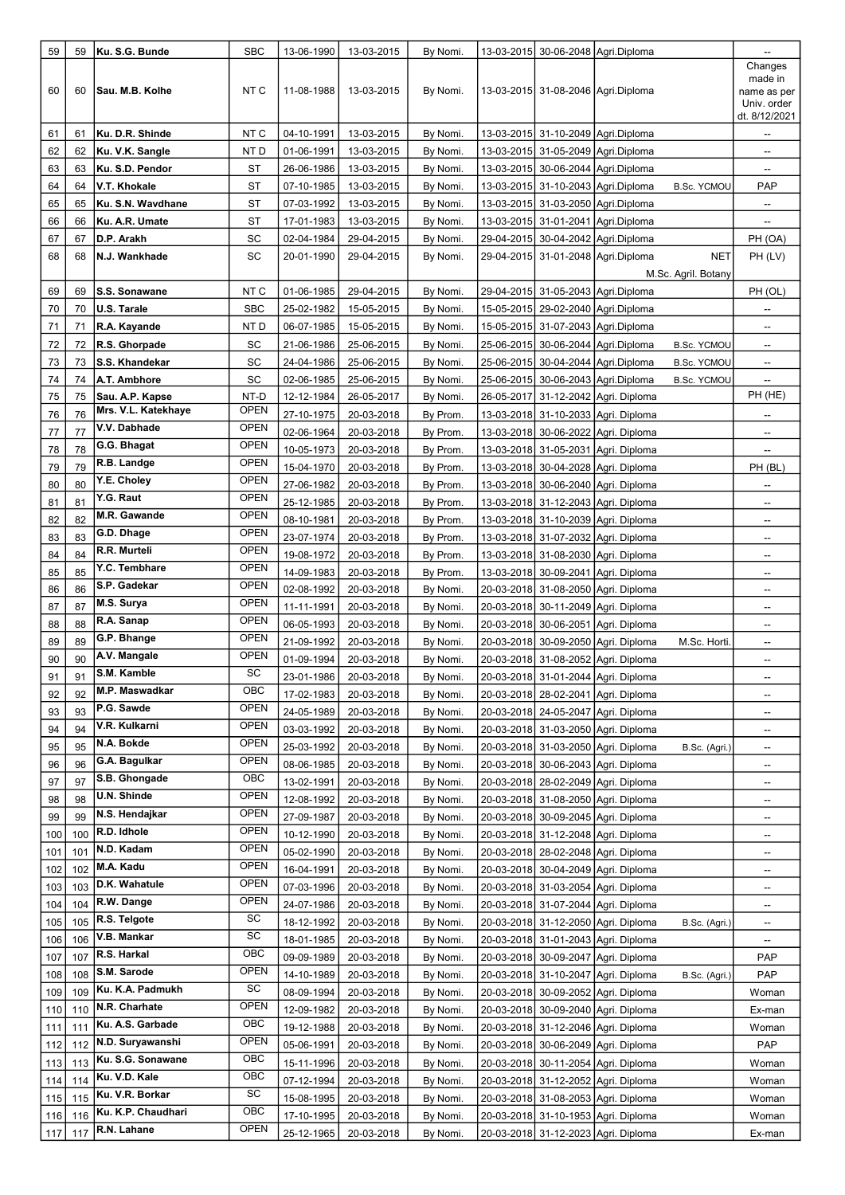| | | | | | | | | | | | |
|---|---|---|---|---|---|---|---|---|---|---|---|
| 59 | 59 | Ku. S.G. Bunde | SBC | 13-06-1990 | 13-03-2015 | By Nomi. | 13-03-2015 | 30-06-2048 | Agri.Diploma | | -- |
| 60 | 60 | Sau. M.B. Kolhe | NT C | 11-08-1988 | 13-03-2015 | By Nomi. | 13-03-2015 | 31-08-2046 | Agri.Diploma | | Changes made in name as per Univ. order dt. 8/12/2021 |
| 61 | 61 | Ku. D.R. Shinde | NT C | 04-10-1991 | 13-03-2015 | By Nomi. | 13-03-2015 | 31-10-2049 | Agri.Diploma | | -- |
| 62 | 62 | Ku. V.K. Sangle | NT D | 01-06-1991 | 13-03-2015 | By Nomi. | 13-03-2015 | 31-05-2049 | Agri.Diploma | | -- |
| 63 | 63 | Ku. S.D. Pendor | ST | 26-06-1986 | 13-03-2015 | By Nomi. | 13-03-2015 | 30-06-2044 | Agri.Diploma | | -- |
| 64 | 64 | V.T. Khokale | ST | 07-10-1985 | 13-03-2015 | By Nomi. | 13-03-2015 | 31-10-2043 | Agri.Diploma | B.Sc. YCMOU | PAP |
| 65 | 65 | Ku. S.N. Wavdhane | ST | 07-03-1992 | 13-03-2015 | By Nomi. | 13-03-2015 | 31-03-2050 | Agri.Diploma | | -- |
| 66 | 66 | Ku. A.R. Umate | ST | 17-01-1983 | 13-03-2015 | By Nomi. | 13-03-2015 | 31-01-2041 | Agri.Diploma | | -- |
| 67 | 67 | D.P. Arakh | SC | 02-04-1984 | 29-04-2015 | By Nomi. | 29-04-2015 | 30-04-2042 | Agri.Diploma | | PH (OA) |
| 68 | 68 | N.J. Wankhade | SC | 20-01-1990 | 29-04-2015 | By Nomi. | 29-04-2015 | 31-01-2048 | Agri.Diploma | NET M.Sc. Agril. Botany | PH (LV) |
| 69 | 69 | S.S. Sonawane | NT C | 01-06-1985 | 29-04-2015 | By Nomi. | 29-04-2015 | 31-05-2043 | Agri.Diploma | | PH (OL) |
| 70 | 70 | U.S. Tarale | SBC | 25-02-1982 | 15-05-2015 | By Nomi. | 15-05-2015 | 29-02-2040 | Agri.Diploma | | -- |
| 71 | 71 | R.A. Kayande | NT D | 06-07-1985 | 15-05-2015 | By Nomi. | 15-05-2015 | 31-07-2043 | Agri.Diploma | | -- |
| 72 | 72 | R.S. Ghorpade | SC | 21-06-1986 | 25-06-2015 | By Nomi. | 25-06-2015 | 30-06-2044 | Agri.Diploma | B.Sc. YCMOU | -- |
| 73 | 73 | S.S. Khandekar | SC | 24-04-1986 | 25-06-2015 | By Nomi. | 25-06-2015 | 30-04-2044 | Agri.Diploma | B.Sc. YCMOU | -- |
| 74 | 74 | A.T. Ambhore | SC | 02-06-1985 | 25-06-2015 | By Nomi. | 25-06-2015 | 30-06-2043 | Agri.Diploma | B.Sc. YCMOU | -- |
| 75 | 75 | Sau. A.P. Kapse | NT-D | 12-12-1984 | 26-05-2017 | By Nomi. | 26-05-2017 | 31-12-2042 | Agri. Diploma | | PH (HE) |
| 76 | 76 | Mrs. V.L. Katekhaye | OPEN | 27-10-1975 | 20-03-2018 | By Prom. | 13-03-2018 | 31-10-2033 | Agri. Diploma | | -- |
| 77 | 77 | V.V. Dabhade | OPEN | 02-06-1964 | 20-03-2018 | By Prom. | 13-03-2018 | 30-06-2022 | Agri. Diploma | | -- |
| 78 | 78 | G.G. Bhagat | OPEN | 10-05-1973 | 20-03-2018 | By Prom. | 13-03-2018 | 31-05-2031 | Agri. Diploma | | -- |
| 79 | 79 | R.B. Landge | OPEN | 15-04-1970 | 20-03-2018 | By Prom. | 13-03-2018 | 30-04-2028 | Agri. Diploma | | PH (BL) |
| 80 | 80 | Y.E. Choley | OPEN | 27-06-1982 | 20-03-2018 | By Prom. | 13-03-2018 | 30-06-2040 | Agri. Diploma | | -- |
| 81 | 81 | Y.G. Raut | OPEN | 25-12-1985 | 20-03-2018 | By Prom. | 13-03-2018 | 31-12-2043 | Agri. Diploma | | -- |
| 82 | 82 | M.R. Gawande | OPEN | 08-10-1981 | 20-03-2018 | By Prom. | 13-03-2018 | 31-10-2039 | Agri. Diploma | | -- |
| 83 | 83 | G.D. Dhage | OPEN | 23-07-1974 | 20-03-2018 | By Prom. | 13-03-2018 | 31-07-2032 | Agri. Diploma | | -- |
| 84 | 84 | R.R. Murteli | OPEN | 19-08-1972 | 20-03-2018 | By Prom. | 13-03-2018 | 31-08-2030 | Agri. Diploma | | -- |
| 85 | 85 | Y.C. Tembhare | OPEN | 14-09-1983 | 20-03-2018 | By Prom. | 13-03-2018 | 30-09-2041 | Agri. Diploma | | -- |
| 86 | 86 | S.P. Gadekar | OPEN | 02-08-1992 | 20-03-2018 | By Nomi. | 20-03-2018 | 31-08-2050 | Agri. Diploma | | -- |
| 87 | 87 | M.S. Surya | OPEN | 11-11-1991 | 20-03-2018 | By Nomi. | 20-03-2018 | 30-11-2049 | Agri. Diploma | | -- |
| 88 | 88 | R.A. Sanap | OPEN | 06-05-1993 | 20-03-2018 | By Nomi. | 20-03-2018 | 30-06-2051 | Agri. Diploma | | -- |
| 89 | 89 | G.P. Bhange | OPEN | 21-09-1992 | 20-03-2018 | By Nomi. | 20-03-2018 | 30-09-2050 | Agri. Diploma | M.Sc. Horti. | -- |
| 90 | 90 | A.V. Mangale | OPEN | 01-09-1994 | 20-03-2018 | By Nomi. | 20-03-2018 | 31-08-2052 | Agri. Diploma | | -- |
| 91 | 91 | S.M. Kamble | SC | 23-01-1986 | 20-03-2018 | By Nomi. | 20-03-2018 | 31-01-2044 | Agri. Diploma | | -- |
| 92 | 92 | M.P. Maswadkar | OBC | 17-02-1983 | 20-03-2018 | By Nomi. | 20-03-2018 | 28-02-2041 | Agri. Diploma | | -- |
| 93 | 93 | P.G. Sawde | OPEN | 24-05-1989 | 20-03-2018 | By Nomi. | 20-03-2018 | 24-05-2047 | Agri. Diploma | | -- |
| 94 | 94 | V.R. Kulkarni | OPEN | 03-03-1992 | 20-03-2018 | By Nomi. | 20-03-2018 | 31-03-2050 | Agri. Diploma | | -- |
| 95 | 95 | N.A. Bokde | OPEN | 25-03-1992 | 20-03-2018 | By Nomi. | 20-03-2018 | 31-03-2050 | Agri. Diploma | B.Sc. (Agri.) | -- |
| 96 | 96 | G.A. Bagulkar | OPEN | 08-06-1985 | 20-03-2018 | By Nomi. | 20-03-2018 | 30-06-2043 | Agri. Diploma | | -- |
| 97 | 97 | S.B. Ghongade | OBC | 13-02-1991 | 20-03-2018 | By Nomi. | 20-03-2018 | 28-02-2049 | Agri. Diploma | | -- |
| 98 | 98 | U.N. Shinde | OPEN | 12-08-1992 | 20-03-2018 | By Nomi. | 20-03-2018 | 31-08-2050 | Agri. Diploma | | -- |
| 99 | 99 | N.S. Hendajkar | OPEN | 27-09-1987 | 20-03-2018 | By Nomi. | 20-03-2018 | 30-09-2045 | Agri. Diploma | | -- |
| 100 | 100 | R.D. Idhole | OPEN | 10-12-1990 | 20-03-2018 | By Nomi. | 20-03-2018 | 31-12-2048 | Agri. Diploma | | -- |
| 101 | 101 | N.D. Kadam | OPEN | 05-02-1990 | 20-03-2018 | By Nomi. | 20-03-2018 | 28-02-2048 | Agri. Diploma | | -- |
| 102 | 102 | M.A. Kadu | OPEN | 16-04-1991 | 20-03-2018 | By Nomi. | 20-03-2018 | 30-04-2049 | Agri. Diploma | | -- |
| 103 | 103 | D.K. Wahatule | OPEN | 07-03-1996 | 20-03-2018 | By Nomi. | 20-03-2018 | 31-03-2054 | Agri. Diploma | | -- |
| 104 | 104 | R.W. Dange | OPEN | 24-07-1986 | 20-03-2018 | By Nomi. | 20-03-2018 | 31-07-2044 | Agri. Diploma | | -- |
| 105 | 105 | R.S. Telgote | SC | 18-12-1992 | 20-03-2018 | By Nomi. | 20-03-2018 | 31-12-2050 | Agri. Diploma | B.Sc. (Agri.) | -- |
| 106 | 106 | V.B. Mankar | SC | 18-01-1985 | 20-03-2018 | By Nomi. | 20-03-2018 | 31-01-2043 | Agri. Diploma | | -- |
| 107 | 107 | R.S. Harkal | OBC | 09-09-1989 | 20-03-2018 | By Nomi. | 20-03-2018 | 30-09-2047 | Agri. Diploma | | PAP |
| 108 | 108 | S.M. Sarode | OPEN | 14-10-1989 | 20-03-2018 | By Nomi. | 20-03-2018 | 31-10-2047 | Agri. Diploma | B.Sc. (Agri.) | PAP |
| 109 | 109 | Ku. K.A. Padmukh | SC | 08-09-1994 | 20-03-2018 | By Nomi. | 20-03-2018 | 30-09-2052 | Agri. Diploma | | Woman |
| 110 | 110 | N.R. Charhate | OPEN | 12-09-1982 | 20-03-2018 | By Nomi. | 20-03-2018 | 30-09-2040 | Agri. Diploma | | Ex-man |
| 111 | 111 | Ku. A.S. Garbade | OBC | 19-12-1988 | 20-03-2018 | By Nomi. | 20-03-2018 | 31-12-2046 | Agri. Diploma | | Woman |
| 112 | 112 | N.D. Suryawanshi | OPEN | 05-06-1991 | 20-03-2018 | By Nomi. | 20-03-2018 | 30-06-2049 | Agri. Diploma | | PAP |
| 113 | 113 | Ku. S.G. Sonawane | OBC | 15-11-1996 | 20-03-2018 | By Nomi. | 20-03-2018 | 30-11-2054 | Agri. Diploma | | Woman |
| 114 | 114 | Ku. V.D. Kale | OBC | 07-12-1994 | 20-03-2018 | By Nomi. | 20-03-2018 | 31-12-2052 | Agri. Diploma | | Woman |
| 115 | 115 | Ku. V.R. Borkar | SC | 15-08-1995 | 20-03-2018 | By Nomi. | 20-03-2018 | 31-08-2053 | Agri. Diploma | | Woman |
| 116 | 116 | Ku. K.P. Chaudhari | OBC | 17-10-1995 | 20-03-2018 | By Nomi. | 20-03-2018 | 31-10-1953 | Agri. Diploma | | Woman |
| 117 | 117 | R.N. Lahane | OPEN | 25-12-1965 | 20-03-2018 | By Nomi. | 20-03-2018 | 31-12-2023 | Agri. Diploma | | Ex-man |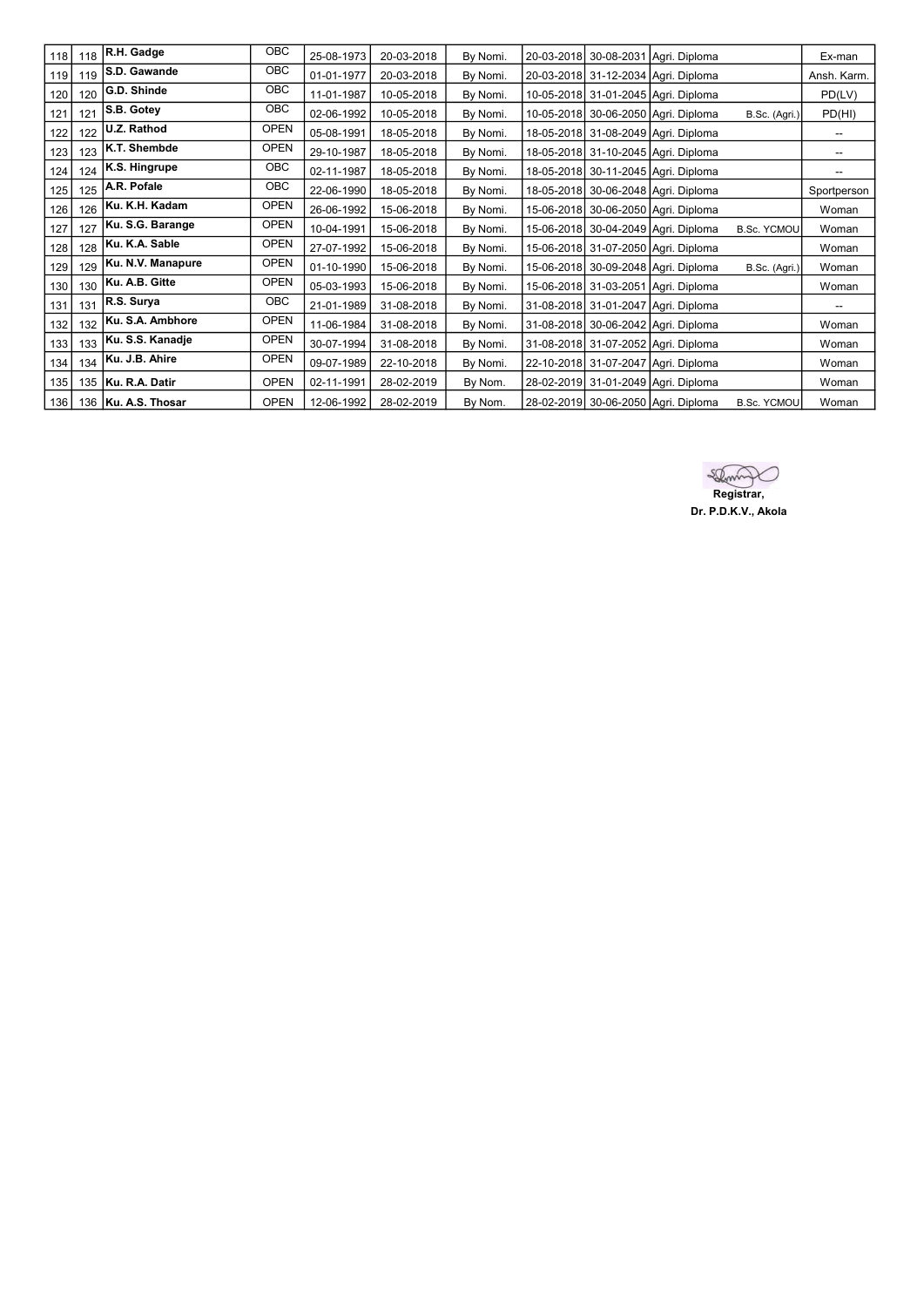| 118 | 118 | R.H. Gadge | OBC | 25-08-1973 | 20-03-2018 | By Nomi. | 20-03-2018 | 30-08-2031 | Agri. Diploma | | Ex-man |
|---|---|---|---|---|---|---|---|---|---|---|---|
| 119 | 119 | S.D. Gawande | OBC | 01-01-1977 | 20-03-2018 | By Nomi. | 20-03-2018 | 31-12-2034 | Agri. Diploma | | Ansh. Karm. |
| 120 | 120 | G.D. Shinde | OBC | 11-01-1987 | 10-05-2018 | By Nomi. | 10-05-2018 | 31-01-2045 | Agri. Diploma | | PD(LV) |
| 121 | 121 | S.B. Gotey | OBC | 02-06-1992 | 10-05-2018 | By Nomi. | 10-05-2018 | 30-06-2050 | Agri. Diploma | B.Sc. (Agri.) | PD(HI) |
| 122 | 122 | U.Z. Rathod | OPEN | 05-08-1991 | 18-05-2018 | By Nomi. | 18-05-2018 | 31-08-2049 | Agri. Diploma | | -- |
| 123 | 123 | K.T. Shembde | OPEN | 29-10-1987 | 18-05-2018 | By Nomi. | 18-05-2018 | 31-10-2045 | Agri. Diploma | | -- |
| 124 | 124 | K.S. Hingrupe | OBC | 02-11-1987 | 18-05-2018 | By Nomi. | 18-05-2018 | 30-11-2045 | Agri. Diploma | | -- |
| 125 | 125 | A.R. Pofale | OBC | 22-06-1990 | 18-05-2018 | By Nomi. | 18-05-2018 | 30-06-2048 | Agri. Diploma | | Sportperson |
| 126 | 126 | Ku. K.H. Kadam | OPEN | 26-06-1992 | 15-06-2018 | By Nomi. | 15-06-2018 | 30-06-2050 | Agri. Diploma | | Woman |
| 127 | 127 | Ku. S.G. Barange | OPEN | 10-04-1991 | 15-06-2018 | By Nomi. | 15-06-2018 | 30-04-2049 | Agri. Diploma | B.Sc. YCMOU | Woman |
| 128 | 128 | Ku. K.A. Sable | OPEN | 27-07-1992 | 15-06-2018 | By Nomi. | 15-06-2018 | 31-07-2050 | Agri. Diploma | | Woman |
| 129 | 129 | Ku. N.V. Manapure | OPEN | 01-10-1990 | 15-06-2018 | By Nomi. | 15-06-2018 | 30-09-2048 | Agri. Diploma | B.Sc. (Agri.) | Woman |
| 130 | 130 | Ku. A.B. Gitte | OPEN | 05-03-1993 | 15-06-2018 | By Nomi. | 15-06-2018 | 31-03-2051 | Agri. Diploma | | Woman |
| 131 | 131 | R.S. Surya | OBC | 21-01-1989 | 31-08-2018 | By Nomi. | 31-08-2018 | 31-01-2047 | Agri. Diploma | | -- |
| 132 | 132 | Ku. S.A. Ambhore | OPEN | 11-06-1984 | 31-08-2018 | By Nomi. | 31-08-2018 | 30-06-2042 | Agri. Diploma | | Woman |
| 133 | 133 | Ku. S.S. Kanadje | OPEN | 30-07-1994 | 31-08-2018 | By Nomi. | 31-08-2018 | 31-07-2052 | Agri. Diploma | | Woman |
| 134 | 134 | Ku. J.B. Ahire | OPEN | 09-07-1989 | 22-10-2018 | By Nomi. | 22-10-2018 | 31-07-2047 | Agri. Diploma | | Woman |
| 135 | 135 | Ku. R.A. Datir | OPEN | 02-11-1991 | 28-02-2019 | By Nom. | 28-02-2019 | 31-01-2049 | Agri. Diploma | | Woman |
| 136 | 136 | Ku. A.S. Thosar | OPEN | 12-06-1992 | 28-02-2019 | By Nom. | 28-02-2019 | 30-06-2050 | Agri. Diploma | B.Sc. YCMOU | Woman |

**Registrar,**
**Dr. P.D.K.V., Akola**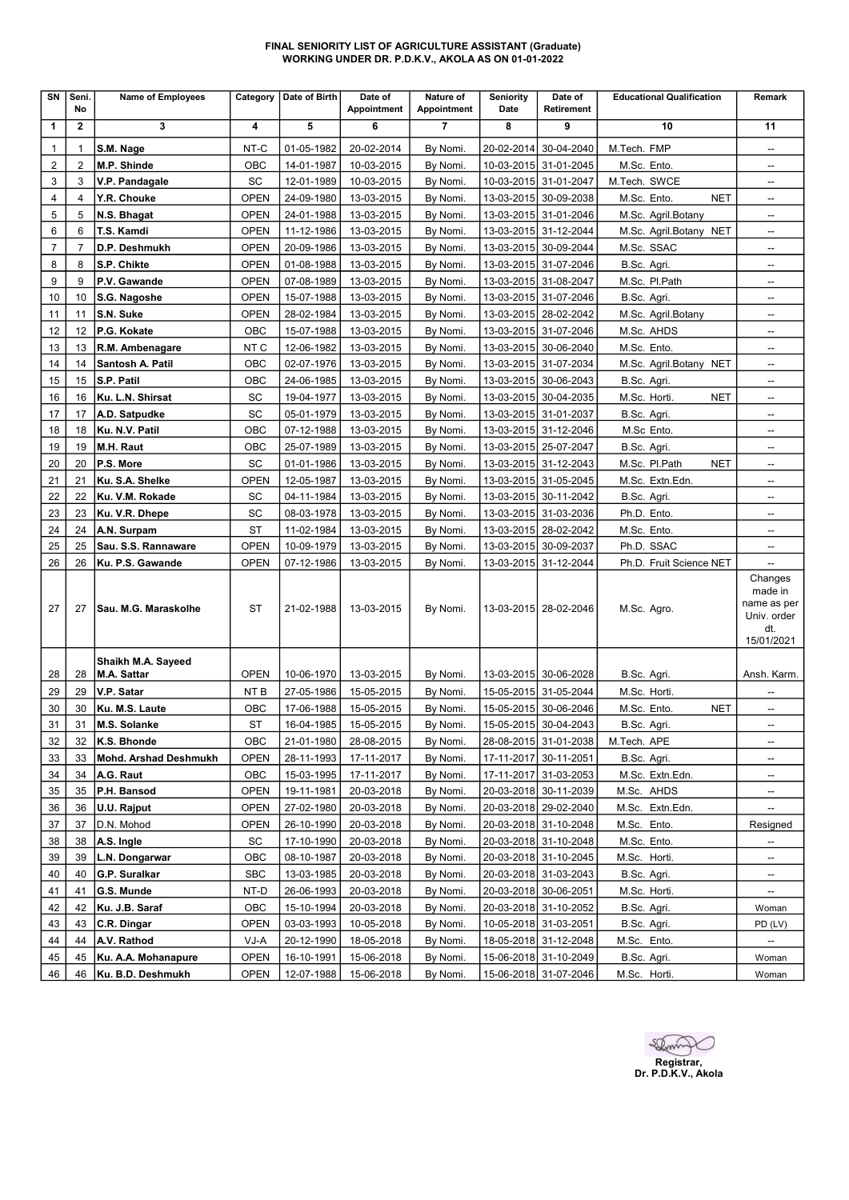**FINAL SENIORITY LIST OF AGRICULTURE ASSISTANT (Graduate)**
**WORKING UNDER DR. P.D.K.V., AKOLA AS ON 01-01-2022**

| SN | Seni. No | Name of Employees | Category | Date of Birth | Date of Appointment | Nature of Appointment | Seniority Date | Date of Retirement | Educational Qualification | Remark |
|---|---|---|---|---|---|---|---|---|---|---|
| 1 | 2 | 3 | 4 | 5 | 6 | 7 | 8 | 9 | 10 | 11 |
| 1 | 1 | **S.M. Nage** | NT-C | 01-05-1982 | 20-02-2014 | By Nomi. | 20-02-2014 | 30-04-2040 | M.Tech. FMP | -- |
| 2 | 2 | **M.P. Shinde** | OBC | 14-01-1987 | 10-03-2015 | By Nomi. | 10-03-2015 | 31-01-2045 | M.Sc. Ento. | -- |
| 3 | 3 | **V.P. Pandagale** | SC | 12-01-1989 | 10-03-2015 | By Nomi. | 10-03-2015 | 31-01-2047 | M.Tech. SWCE | -- |
| 4 | 4 | **Y.R. Chouke** | OPEN | 24-09-1980 | 13-03-2015 | By Nomi. | 13-03-2015 | 30-09-2038 | M.Sc. Ento. NET | -- |
| 5 | 5 | **N.S. Bhagat** | OPEN | 24-01-1988 | 13-03-2015 | By Nomi. | 13-03-2015 | 31-01-2046 | M.Sc. Agril.Botany | -- |
| 6 | 6 | **T.S. Kamdi** | OPEN | 11-12-1986 | 13-03-2015 | By Nomi. | 13-03-2015 | 31-12-2044 | M.Sc. Agril.Botany NET | -- |
| 7 | 7 | **D.P. Deshmukh** | OPEN | 20-09-1986 | 13-03-2015 | By Nomi. | 13-03-2015 | 30-09-2044 | M.Sc. SSAC | -- |
| 8 | 8 | **S.P. Chikte** | OPEN | 01-08-1988 | 13-03-2015 | By Nomi. | 13-03-2015 | 31-07-2046 | B.Sc. Agri. | -- |
| 9 | 9 | **P.V. Gawande** | OPEN | 07-08-1989 | 13-03-2015 | By Nomi. | 13-03-2015 | 31-08-2047 | M.Sc. Pl.Path | -- |
| 10 | 10 | **S.G. Nagoshe** | OPEN | 15-07-1988 | 13-03-2015 | By Nomi. | 13-03-2015 | 31-07-2046 | B.Sc. Agri. | -- |
| 11 | 11 | **S.N. Suke** | OPEN | 28-02-1984 | 13-03-2015 | By Nomi. | 13-03-2015 | 28-02-2042 | M.Sc. Agril.Botany | -- |
| 12 | 12 | **P.G. Kokate** | OBC | 15-07-1988 | 13-03-2015 | By Nomi. | 13-03-2015 | 31-07-2046 | M.Sc. AHDS | -- |
| 13 | 13 | **R.M. Ambenagare** | NT C | 12-06-1982 | 13-03-2015 | By Nomi. | 13-03-2015 | 30-06-2040 | M.Sc. Ento. | -- |
| 14 | 14 | **Santosh A. Patil** | OBC | 02-07-1976 | 13-03-2015 | By Nomi. | 13-03-2015 | 31-07-2034 | M.Sc. Agril.Botany NET | -- |
| 15 | 15 | **S.P. Patil** | OBC | 24-06-1985 | 13-03-2015 | By Nomi. | 13-03-2015 | 30-06-2043 | B.Sc. Agri. | -- |
| 16 | 16 | **Ku. L.N. Shirsat** | SC | 19-04-1977 | 13-03-2015 | By Nomi. | 13-03-2015 | 30-04-2035 | M.Sc. Horti. NET | -- |
| 17 | 17 | **A.D. Satpudke** | SC | 05-01-1979 | 13-03-2015 | By Nomi. | 13-03-2015 | 31-01-2037 | B.Sc. Agri. | -- |
| 18 | 18 | **Ku. N.V. Patil** | OBC | 07-12-1988 | 13-03-2015 | By Nomi. | 13-03-2015 | 31-12-2046 | M.Sc Ento. | -- |
| 19 | 19 | **M.H. Raut** | OBC | 25-07-1989 | 13-03-2015 | By Nomi. | 13-03-2015 | 25-07-2047 | B.Sc. Agri. | -- |
| 20 | 20 | **P.S. More** | SC | 01-01-1986 | 13-03-2015 | By Nomi. | 13-03-2015 | 31-12-2043 | M.Sc. Pl.Path NET | -- |
| 21 | 21 | **Ku. S.A. Shelke** | OPEN | 12-05-1987 | 13-03-2015 | By Nomi. | 13-03-2015 | 31-05-2045 | M.Sc. Extn.Edn. | -- |
| 22 | 22 | **Ku. V.M. Rokade** | SC | 04-11-1984 | 13-03-2015 | By Nomi. | 13-03-2015 | 30-11-2042 | B.Sc. Agri. | -- |
| 23 | 23 | **Ku. V.R. Dhepe** | SC | 08-03-1978 | 13-03-2015 | By Nomi. | 13-03-2015 | 31-03-2036 | Ph.D. Ento. | -- |
| 24 | 24 | **A.N. Surpam** | ST | 11-02-1984 | 13-03-2015 | By Nomi. | 13-03-2015 | 28-02-2042 | M.Sc. Ento. | -- |
| 25 | 25 | **Sau. S.S. Rannaware** | OPEN | 10-09-1979 | 13-03-2015 | By Nomi. | 13-03-2015 | 30-09-2037 | Ph.D. SSAC | -- |
| 26 | 26 | **Ku. P.S. Gawande** | OPEN | 07-12-1986 | 13-03-2015 | By Nomi. | 13-03-2015 | 31-12-2044 | Ph.D. Fruit Science NET | -- |
| 27 | 27 | **Sau. M.G. Maraskolhe** | ST | 21-02-1988 | 13-03-2015 | By Nomi. | 13-03-2015 | 28-02-2046 | M.Sc. Agro. | Changes made in name as per Univ. order dt. 15/01/2021 |
| 28 | 28 | **Shaikh M.A. Sayeed M.A. Sattar** | OPEN | 10-06-1970 | 13-03-2015 | By Nomi. | 13-03-2015 | 30-06-2028 | B.Sc. Agri. | Ansh. Karm. |
| 29 | 29 | **V.P. Satar** | NT B | 27-05-1986 | 15-05-2015 | By Nomi. | 15-05-2015 | 31-05-2044 | M.Sc. Horti. | -- |
| 30 | 30 | **Ku. M.S. Laute** | OBC | 17-06-1988 | 15-05-2015 | By Nomi. | 15-05-2015 | 30-06-2046 | M.Sc. Ento. NET | -- |
| 31 | 31 | **M.S. Solanke** | ST | 16-04-1985 | 15-05-2015 | By Nomi. | 15-05-2015 | 30-04-2043 | B.Sc. Agri. | -- |
| 32 | 32 | **K.S. Bhonde** | OBC | 21-01-1980 | 28-08-2015 | By Nomi. | 28-08-2015 | 31-01-2038 | M.Tech. APE | -- |
| 33 | 33 | **Mohd. Arshad Deshmukh** | OPEN | 28-11-1993 | 17-11-2017 | By Nomi. | 17-11-2017 | 30-11-2051 | B.Sc. Agri. | -- |
| 34 | 34 | **A.G. Raut** | OBC | 15-03-1995 | 17-11-2017 | By Nomi. | 17-11-2017 | 31-03-2053 | M.Sc. Extn.Edn. | -- |
| 35 | 35 | **P.H. Bansod** | OPEN | 19-11-1981 | 20-03-2018 | By Nomi. | 20-03-2018 | 30-11-2039 | M.Sc. AHDS | -- |
| 36 | 36 | **U.U. Rajput** | OPEN | 27-02-1980 | 20-03-2018 | By Nomi. | 20-03-2018 | 29-02-2040 | M.Sc. Extn.Edn. | -- |
| 37 | 37 | D.N. Mohod | OPEN | 26-10-1990 | 20-03-2018 | By Nomi. | 20-03-2018 | 31-10-2048 | M.Sc. Ento. | Resigned |
| 38 | 38 | **A.S. Ingle** | SC | 17-10-1990 | 20-03-2018 | By Nomi. | 20-03-2018 | 31-10-2048 | M.Sc. Ento. | -- |
| 39 | 39 | **L.N. Dongarwar** | OBC | 08-10-1987 | 20-03-2018 | By Nomi. | 20-03-2018 | 31-10-2045 | M.Sc. Horti. | -- |
| 40 | 40 | **G.P. Suralkar** | SBC | 13-03-1985 | 20-03-2018 | By Nomi. | 20-03-2018 | 31-03-2043 | B.Sc. Agri. | -- |
| 41 | 41 | **G.S. Munde** | NT-D | 26-06-1993 | 20-03-2018 | By Nomi. | 20-03-2018 | 30-06-2051 | M.Sc. Horti. | -- |
| 42 | 42 | **Ku. J.B. Saraf** | OBC | 15-10-1994 | 20-03-2018 | By Nomi. | 20-03-2018 | 31-10-2052 | B.Sc. Agri. | Woman |
| 43 | 43 | **C.R. Dingar** | OPEN | 03-03-1993 | 10-05-2018 | By Nomi. | 10-05-2018 | 31-03-2051 | B.Sc. Agri. | PD (LV) |
| 44 | 44 | **A.V. Rathod** | VJ-A | 20-12-1990 | 18-05-2018 | By Nomi. | 18-05-2018 | 31-12-2048 | M.Sc. Ento. | -- |
| 45 | 45 | **Ku. A.A. Mohanapure** | OPEN | 16-10-1991 | 15-06-2018 | By Nomi. | 15-06-2018 | 31-10-2049 | B.Sc. Agri. | Woman |
| 46 | 46 | **Ku. B.D. Deshmukh** | OPEN | 12-07-1988 | 15-06-2018 | By Nomi. | 15-06-2018 | 31-07-2046 | M.Sc. Horti. | Woman |

**Registrar,**
**Dr. P.D.K.V., Akola**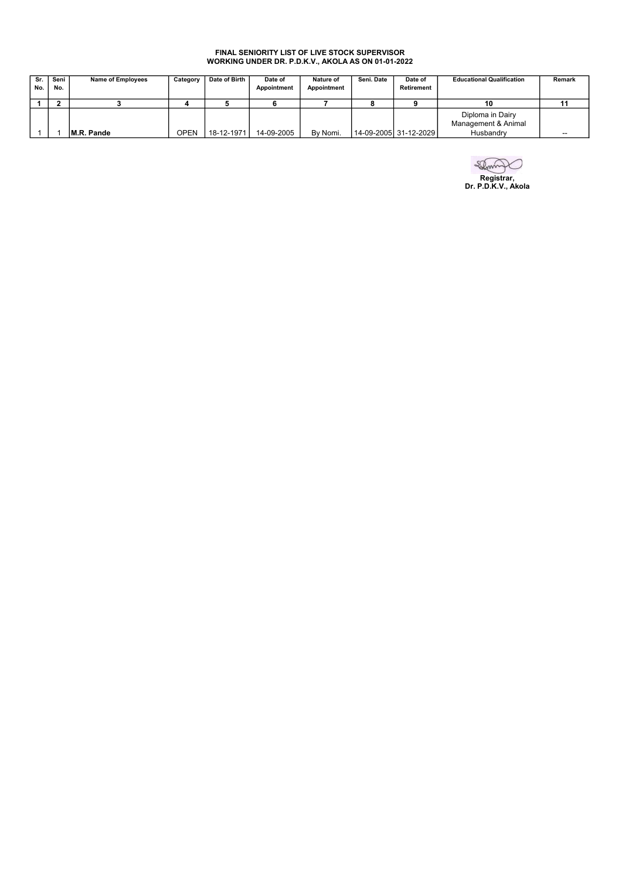**FINAL SENIORITY LIST OF LIVE STOCK SUPERVISOR**
**WORKING UNDER DR. P.D.K.V., AKOLA AS ON 01-01-2022**

| Sr. No. | Seni No. | Name of Employees | Category | Date of Birth | Date of Appointment | Nature of Appointment | Seni. Date | Date of Retirement | Educational Qualification | Remark |
|---|---|---|---|---|---|---|---|---|---|---|
| 1 | 2 | 3 | 4 | 5 | 6 | 7 | 8 | 9 | 10 | 11 |
| 1 | 1 | **M.R. Pande** | OPEN | 18-12-1971 | 14-09-2005 | By Nomi. | 14-09-2005 | 31-12-2029 | Diploma in Dairy Management & Animal Husbandry | -- |

**Registrar,**
**Dr. P.D.K.V., Akola**